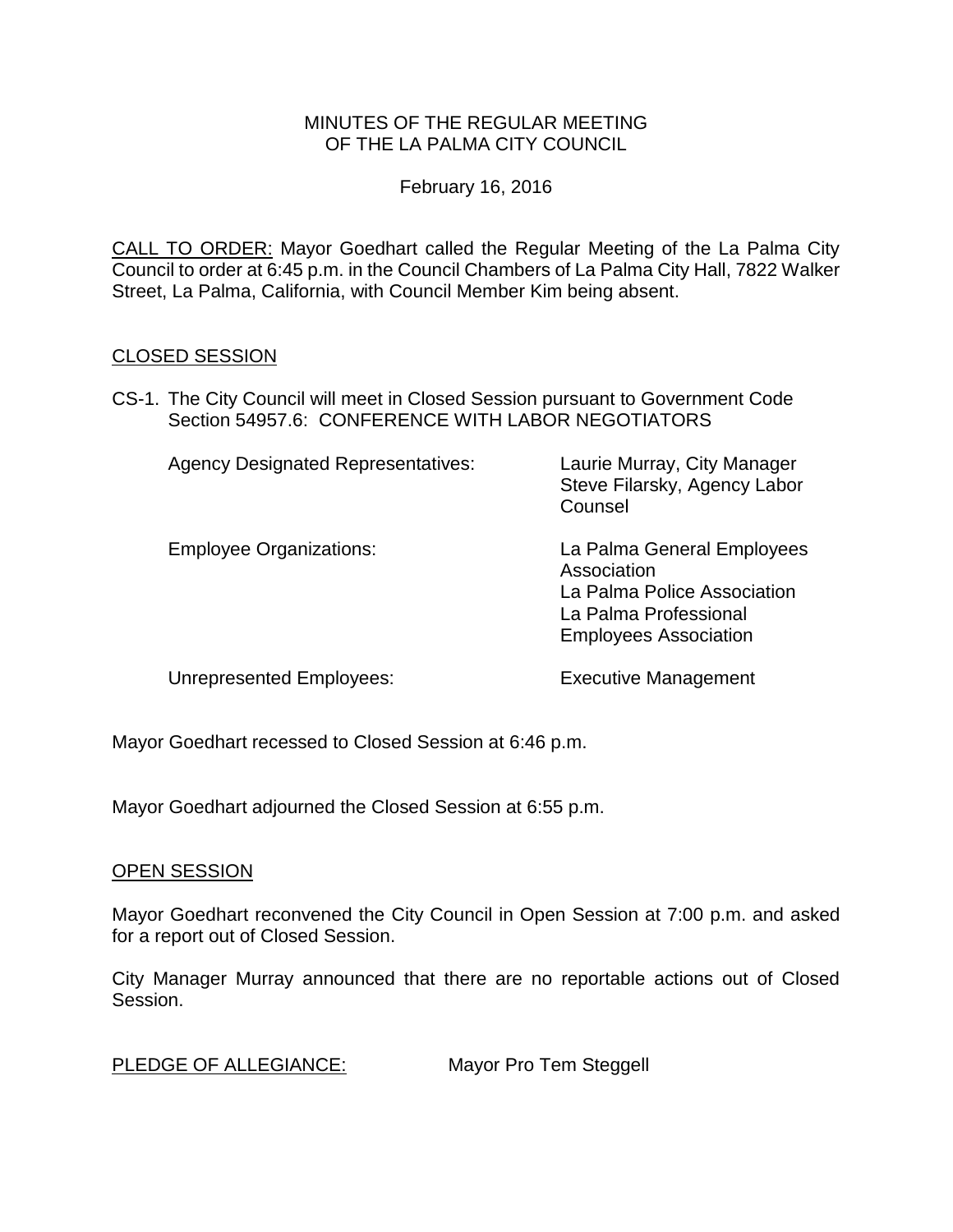# MINUTES OF THE REGULAR MEETING OF THE LA PALMA CITY COUNCIL

February 16, 2016

<u>CALL TO ORDER:</u> Mayor Goedhart called the Regular Meeting of the La Palma City Council to order at 6:45 p.m. in the Council Chambers of La Palma City Hall, 7822 Walker Street, La Palma, California, with Council Member Kim being absent.

## <u>CLOSED SESSION</u>

CS-1. The City Council will meet in Closed Session pursuant to Government Code Section 54957.6: CONFERENCE WITH LABOR NEGOTIATORS

| | |
|---|---|
| Agency Designated Representatives: | Laurie Murray, City Manager<br>Steve Filarsky, Agency Labor Counsel |
| Employee Organizations: | La Palma General Employees Association<br>La Palma Police Association<br>La Palma Professional Employees Association |
| Unrepresented Employees: | Executive Management |

Mayor Goedhart recessed to Closed Session at 6:46 p.m.

Mayor Goedhart adjourned the Closed Session at 6:55 p.m.

## <u>OPEN SESSION</u>

Mayor Goedhart reconvened the City Council in Open Session at 7:00 p.m. and asked for a report out of Closed Session.

City Manager Murray announced that there are no reportable actions out of Closed Session.

<u>PLEDGE OF ALLEGIANCE:</u> Mayor Pro Tem Steggell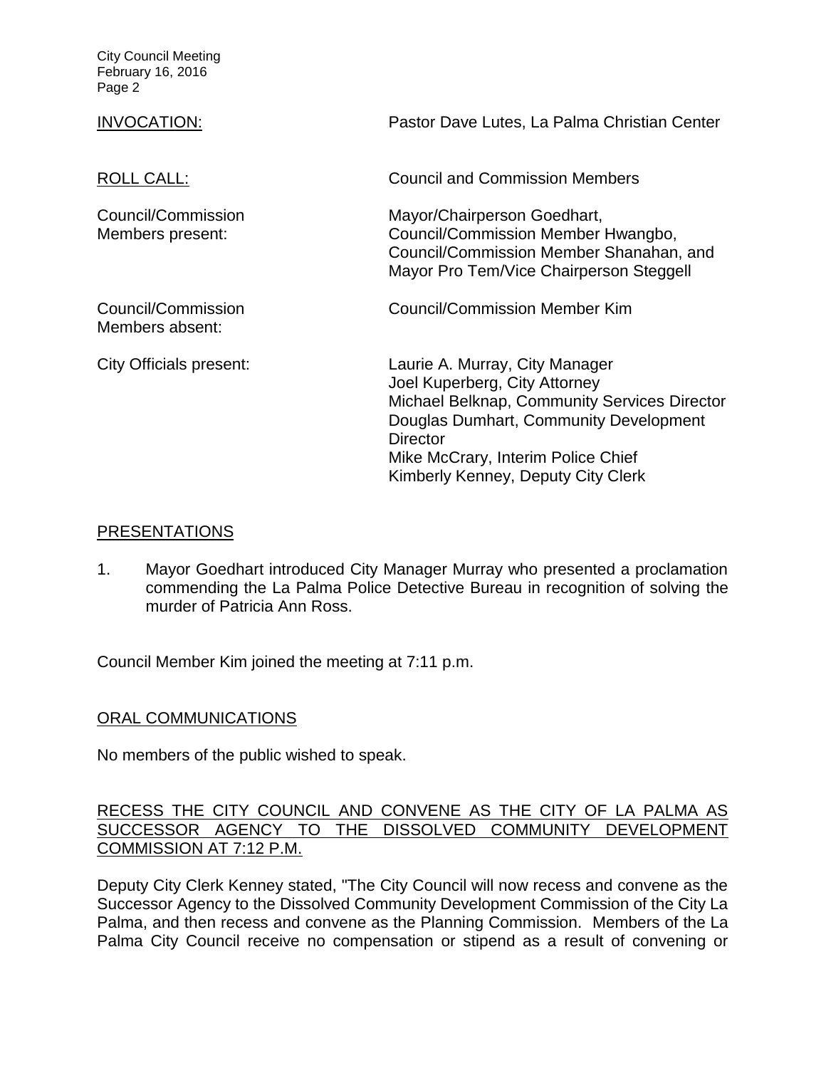INVOCATION: Pastor Dave Lutes, La Palma Christian Center

ROLL CALL: Council and Commission Members

| | |
|---|---|
| Council/Commission Members present: | Mayor/Chairperson Goedhart, Council/Commission Member Hwangbo, Council/Commission Member Shanahan, and Mayor Pro Tem/Vice Chairperson Steggell |
| Council/Commission Members absent: | Council/Commission Member Kim |
| City Officials present: | Laurie A. Murray, City Manager<br>Joel Kuperberg, City Attorney<br>Michael Belknap, Community Services Director<br>Douglas Dumhart, Community Development Director<br>Mike McCrary, Interim Police Chief<br>Kimberly Kenney, Deputy City Clerk |

## PRESENTATIONS

1. Mayor Goedhart introduced City Manager Murray who presented a proclamation commending the La Palma Police Detective Bureau in recognition of solving the murder of Patricia Ann Ross.

Council Member Kim joined the meeting at 7:11 p.m.

## ORAL COMMUNICATIONS

No members of the public wished to speak.

## RECESS THE CITY COUNCIL AND CONVENE AS THE CITY OF LA PALMA AS SUCCESSOR AGENCY TO THE DISSOLVED COMMUNITY DEVELOPMENT COMMISSION AT 7:12 P.M.

Deputy City Clerk Kenney stated, "The City Council will now recess and convene as the Successor Agency to the Dissolved Community Development Commission of the City La Palma, and then recess and convene as the Planning Commission. Members of the La Palma City Council receive no compensation or stipend as a result of convening or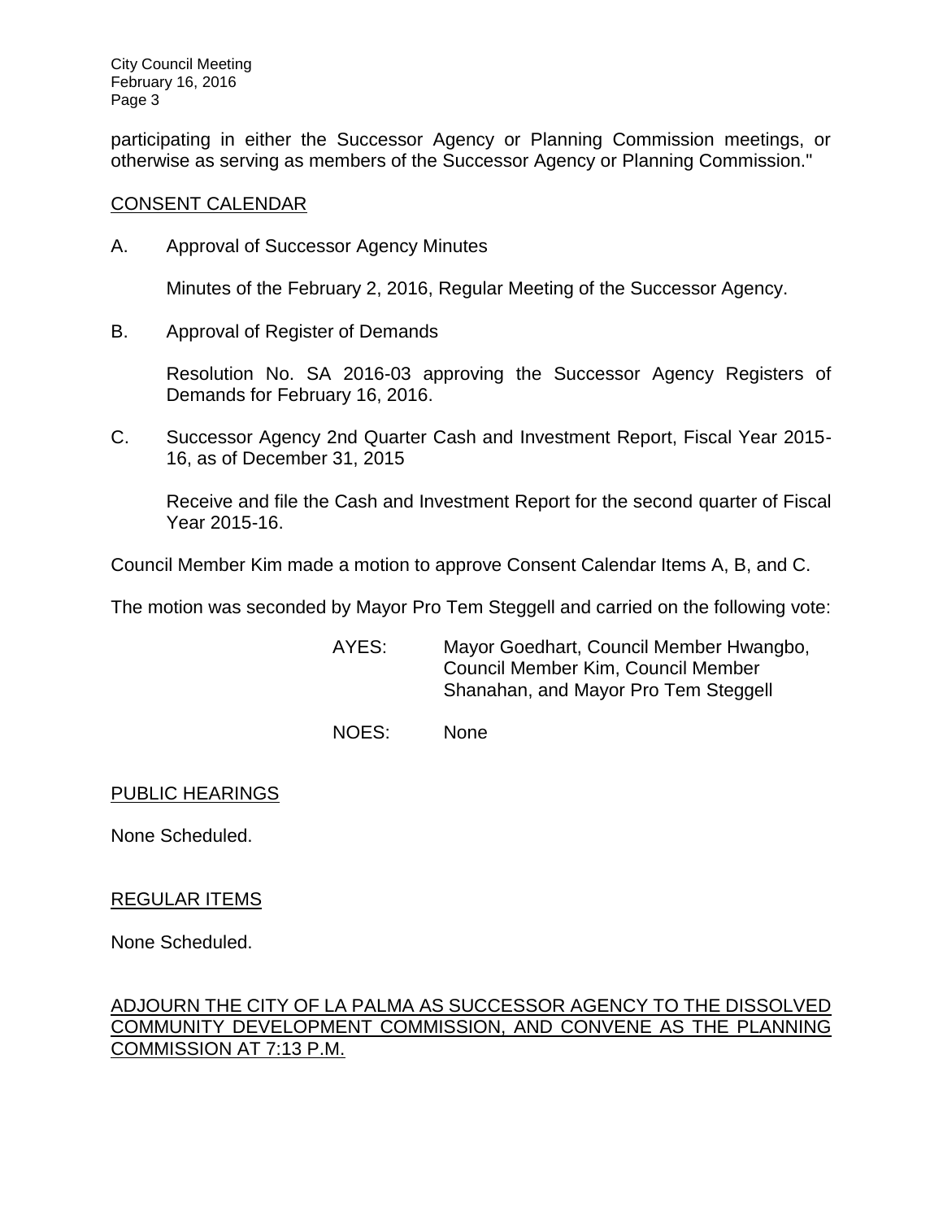participating in either the Successor Agency or Planning Commission meetings, or otherwise as serving as members of the Successor Agency or Planning Commission."

<u>CONSENT CALENDAR</u>

A. Approval of Successor Agency Minutes

   Minutes of the February 2, 2016, Regular Meeting of the Successor Agency.

B. Approval of Register of Demands

   Resolution No. SA 2016-03 approving the Successor Agency Registers of Demands for February 16, 2016.

C. Successor Agency 2nd Quarter Cash and Investment Report, Fiscal Year 2015-16, as of December 31, 2015

   Receive and file the Cash and Investment Report for the second quarter of Fiscal Year 2015-16.

Council Member Kim made a motion to approve Consent Calendar Items A, B, and C.

The motion was seconded by Mayor Pro Tem Steggell and carried on the following vote:

AYES: Mayor Goedhart, Council Member Hwangbo, Council Member Kim, Council Member Shanahan, and Mayor Pro Tem Steggell

NOES: None

<u>PUBLIC HEARINGS</u>

None Scheduled.

<u>REGULAR ITEMS</u>

None Scheduled.

<u>ADJOURN THE CITY OF LA PALMA AS SUCCESSOR AGENCY TO THE DISSOLVED COMMUNITY DEVELOPMENT COMMISSION, AND CONVENE AS THE PLANNING COMMISSION AT 7:13 P.M.</u>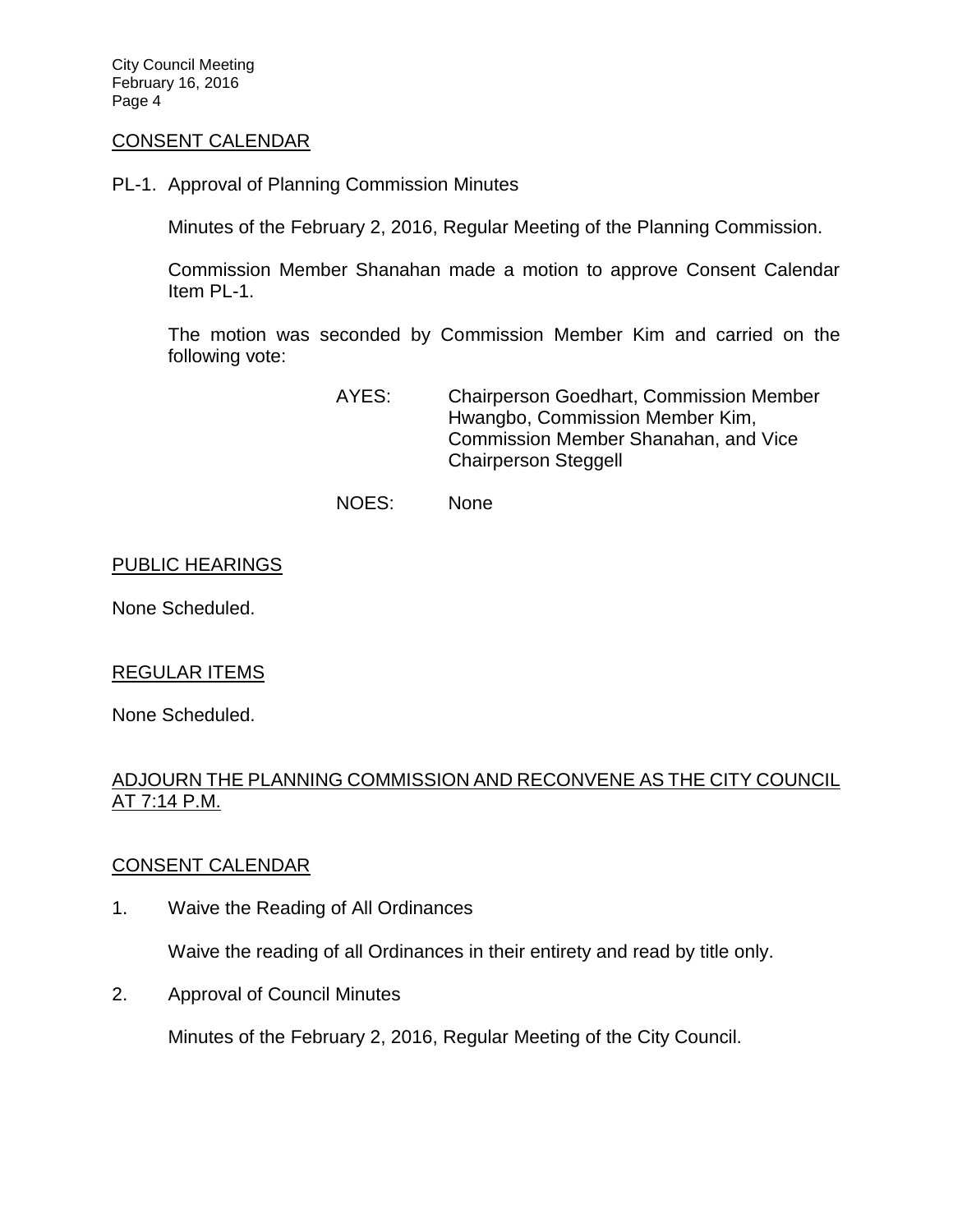## CONSENT CALENDAR

PL-1. Approval of Planning Commission Minutes

Minutes of the February 2, 2016, Regular Meeting of the Planning Commission.

Commission Member Shanahan made a motion to approve Consent Calendar Item PL-1.

The motion was seconded by Commission Member Kim and carried on the following vote:

AYES: Chairperson Goedhart, Commission Member Hwangbo, Commission Member Kim, Commission Member Shanahan, and Vice Chairperson Steggell

NOES: None

## PUBLIC HEARINGS

None Scheduled.

## REGULAR ITEMS

None Scheduled.

## ADJOURN THE PLANNING COMMISSION AND RECONVENE AS THE CITY COUNCIL AT 7:14 P.M.

## CONSENT CALENDAR

1. Waive the Reading of All Ordinances

   Waive the reading of all Ordinances in their entirety and read by title only.

2. Approval of Council Minutes

   Minutes of the February 2, 2016, Regular Meeting of the City Council.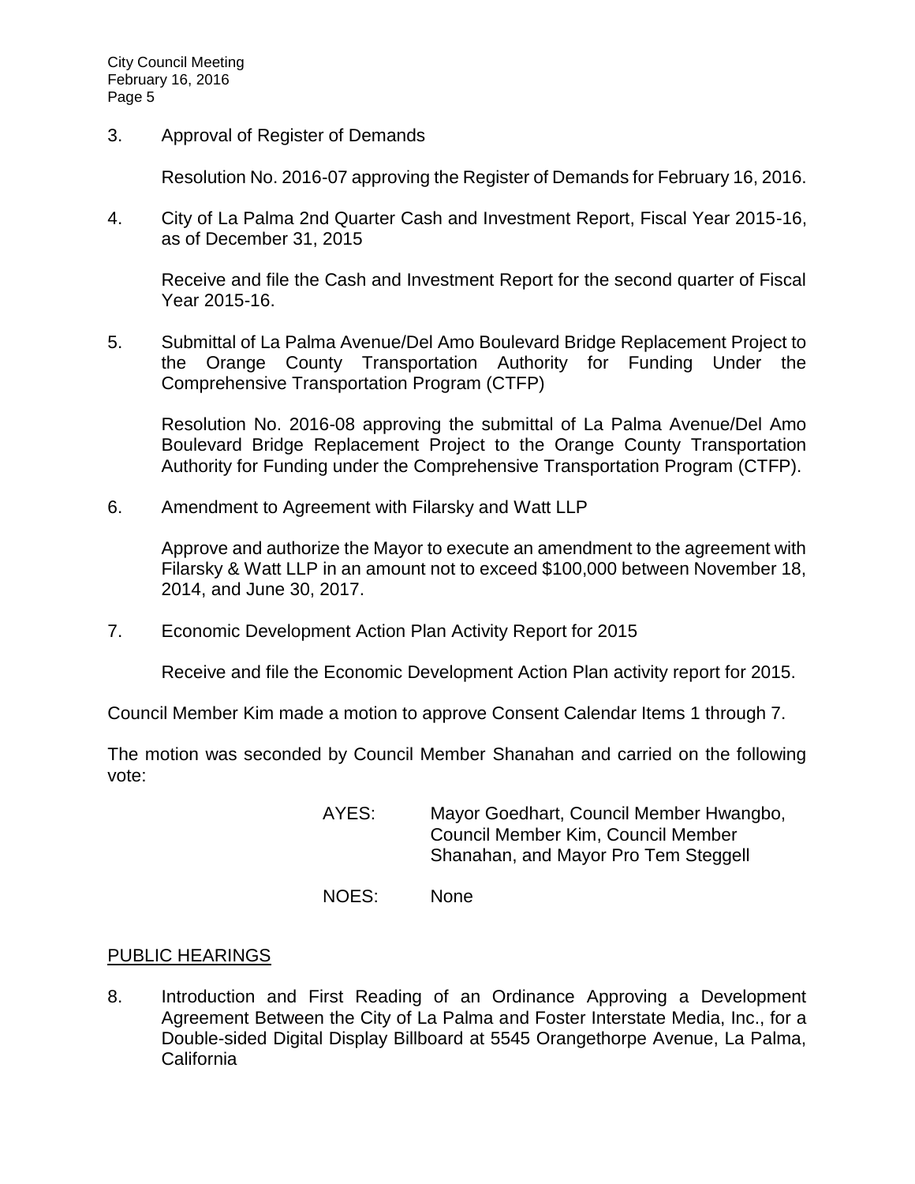3. Approval of Register of Demands

   Resolution No. 2016-07 approving the Register of Demands for February 16, 2016.

4. City of La Palma 2nd Quarter Cash and Investment Report, Fiscal Year 2015-16, as of December 31, 2015

   Receive and file the Cash and Investment Report for the second quarter of Fiscal Year 2015-16.

5. Submittal of La Palma Avenue/Del Amo Boulevard Bridge Replacement Project to the Orange County Transportation Authority for Funding Under the Comprehensive Transportation Program (CTFP)

   Resolution No. 2016-08 approving the submittal of La Palma Avenue/Del Amo Boulevard Bridge Replacement Project to the Orange County Transportation Authority for Funding under the Comprehensive Transportation Program (CTFP).

6. Amendment to Agreement with Filarsky and Watt LLP

   Approve and authorize the Mayor to execute an amendment to the agreement with Filarsky & Watt LLP in an amount not to exceed $100,000 between November 18, 2014, and June 30, 2017.

7. Economic Development Action Plan Activity Report for 2015

   Receive and file the Economic Development Action Plan activity report for 2015.

Council Member Kim made a motion to approve Consent Calendar Items 1 through 7.

The motion was seconded by Council Member Shanahan and carried on the following vote:

AYES: Mayor Goedhart, Council Member Hwangbo, Council Member Kim, Council Member Shanahan, and Mayor Pro Tem Steggell

NOES: None

## PUBLIC HEARINGS

8. Introduction and First Reading of an Ordinance Approving a Development Agreement Between the City of La Palma and Foster Interstate Media, Inc., for a Double-sided Digital Display Billboard at 5545 Orangethorpe Avenue, La Palma, California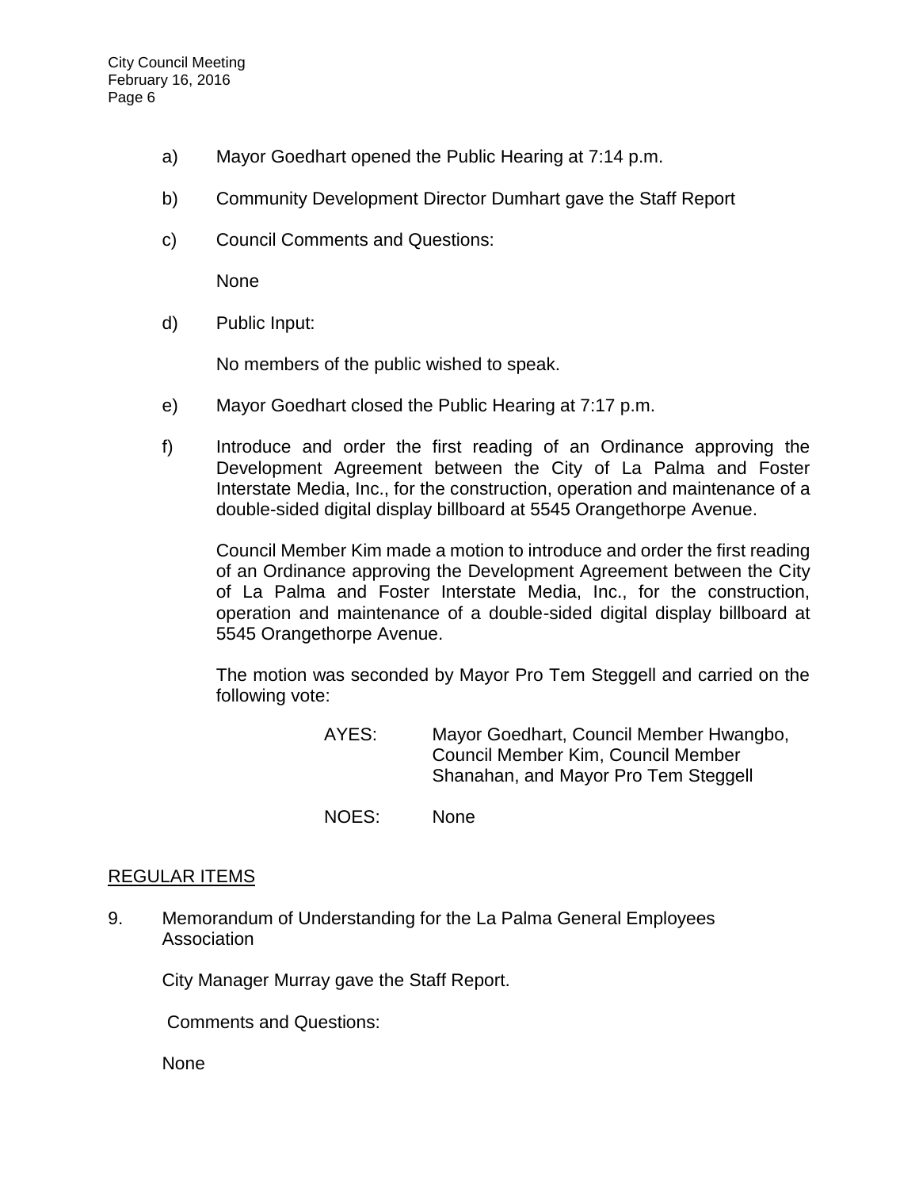a) Mayor Goedhart opened the Public Hearing at 7:14 p.m.

b) Community Development Director Dumhart gave the Staff Report

c) Council Comments and Questions:

   None

d) Public Input:

   No members of the public wished to speak.

e) Mayor Goedhart closed the Public Hearing at 7:17 p.m.

f) Introduce and order the first reading of an Ordinance approving the Development Agreement between the City of La Palma and Foster Interstate Media, Inc., for the construction, operation and maintenance of a double-sided digital display billboard at 5545 Orangethorpe Avenue.

   Council Member Kim made a motion to introduce and order the first reading of an Ordinance approving the Development Agreement between the City of La Palma and Foster Interstate Media, Inc., for the construction, operation and maintenance of a double-sided digital display billboard at 5545 Orangethorpe Avenue.

   The motion was seconded by Mayor Pro Tem Steggell and carried on the following vote:

   AYES: Mayor Goedhart, Council Member Hwangbo, Council Member Kim, Council Member Shanahan, and Mayor Pro Tem Steggell

   NOES: None

## REGULAR ITEMS

9. Memorandum of Understanding for the La Palma General Employees Association

   City Manager Murray gave the Staff Report.

   Comments and Questions:

   None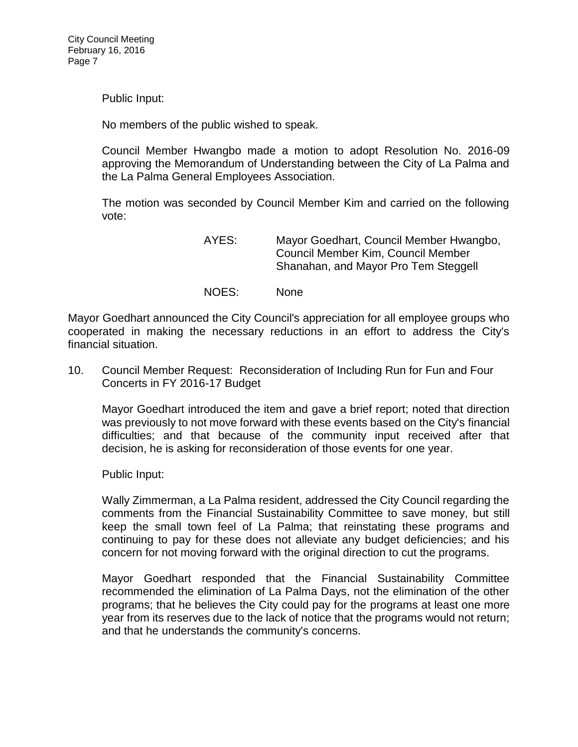Public Input:

No members of the public wished to speak.

Council Member Hwangbo made a motion to adopt Resolution No. 2016-09 approving the Memorandum of Understanding between the City of La Palma and the La Palma General Employees Association.

The motion was seconded by Council Member Kim and carried on the following vote:

| | |
|---|---|
| AYES: | Mayor Goedhart, Council Member Hwangbo, Council Member Kim, Council Member Shanahan, and Mayor Pro Tem Steggell |
| NOES: | None |

Mayor Goedhart announced the City Council's appreciation for all employee groups who cooperated in making the necessary reductions in an effort to address the City's financial situation.

10. Council Member Request: Reconsideration of Including Run for Fun and Four Concerts in FY 2016-17 Budget

    Mayor Goedhart introduced the item and gave a brief report; noted that direction was previously to not move forward with these events based on the City's financial difficulties; and that because of the community input received after that decision, he is asking for reconsideration of those events for one year.

    Public Input:

    Wally Zimmerman, a La Palma resident, addressed the City Council regarding the comments from the Financial Sustainability Committee to save money, but still keep the small town feel of La Palma; that reinstating these programs and continuing to pay for these does not alleviate any budget deficiencies; and his concern for not moving forward with the original direction to cut the programs.

    Mayor Goedhart responded that the Financial Sustainability Committee recommended the elimination of La Palma Days, not the elimination of the other programs; that he believes the City could pay for the programs at least one more year from its reserves due to the lack of notice that the programs would not return; and that he understands the community's concerns.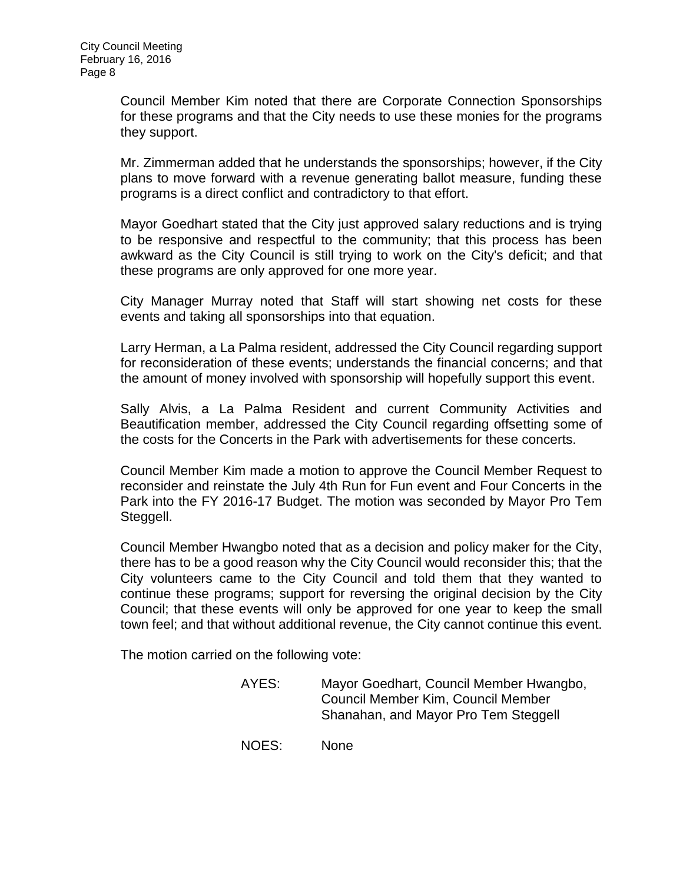Council Member Kim noted that there are Corporate Connection Sponsorships for these programs and that the City needs to use these monies for the programs they support.

Mr. Zimmerman added that he understands the sponsorships; however, if the City plans to move forward with a revenue generating ballot measure, funding these programs is a direct conflict and contradictory to that effort.

Mayor Goedhart stated that the City just approved salary reductions and is trying to be responsive and respectful to the community; that this process has been awkward as the City Council is still trying to work on the City's deficit; and that these programs are only approved for one more year.

City Manager Murray noted that Staff will start showing net costs for these events and taking all sponsorships into that equation.

Larry Herman, a La Palma resident, addressed the City Council regarding support for reconsideration of these events; understands the financial concerns; and that the amount of money involved with sponsorship will hopefully support this event.

Sally Alvis, a La Palma Resident and current Community Activities and Beautification member, addressed the City Council regarding offsetting some of the costs for the Concerts in the Park with advertisements for these concerts.

Council Member Kim made a motion to approve the Council Member Request to reconsider and reinstate the July 4th Run for Fun event and Four Concerts in the Park into the FY 2016-17 Budget. The motion was seconded by Mayor Pro Tem Steggell.

Council Member Hwangbo noted that as a decision and policy maker for the City, there has to be a good reason why the City Council would reconsider this; that the City volunteers came to the City Council and told them that they wanted to continue these programs; support for reversing the original decision by the City Council; that these events will only be approved for one year to keep the small town feel; and that without additional revenue, the City cannot continue this event.

The motion carried on the following vote:

AYES: Mayor Goedhart, Council Member Hwangbo, Council Member Kim, Council Member Shanahan, and Mayor Pro Tem Steggell

NOES: None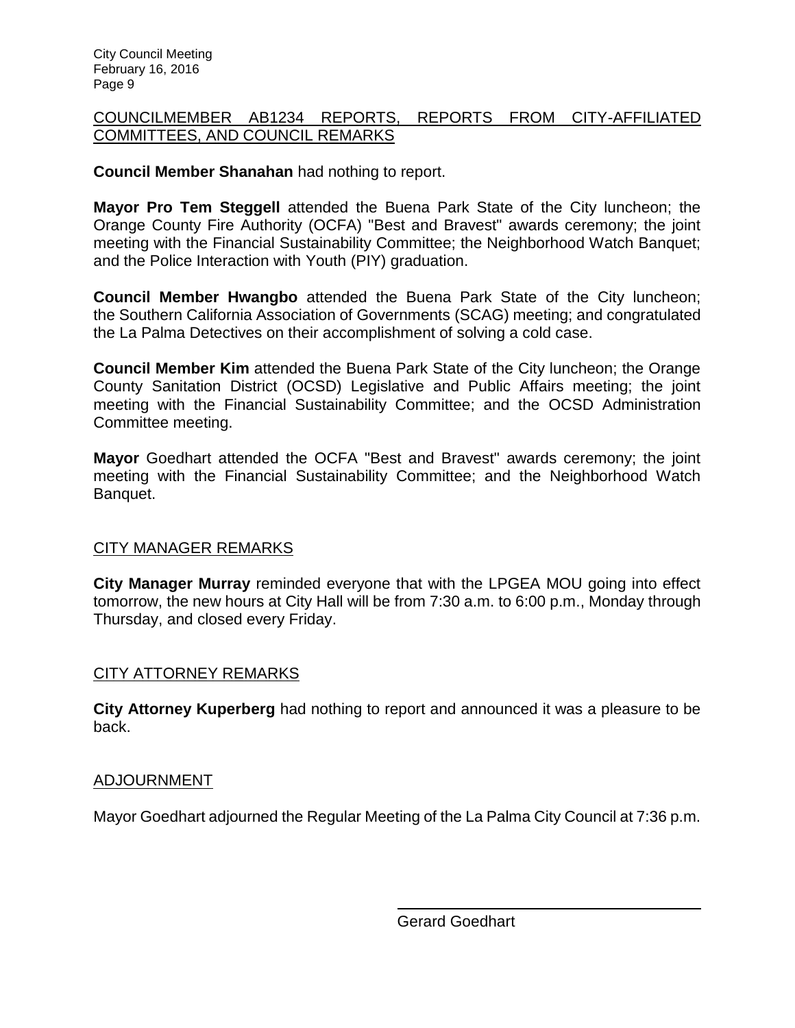## COUNCILMEMBER AB1234 REPORTS, REPORTS FROM CITY-AFFILIATED COMMITTEES, AND COUNCIL REMARKS

**Council Member Shanahan** had nothing to report.

**Mayor Pro Tem Steggell** attended the Buena Park State of the City luncheon; the Orange County Fire Authority (OCFA) "Best and Bravest" awards ceremony; the joint meeting with the Financial Sustainability Committee; the Neighborhood Watch Banquet; and the Police Interaction with Youth (PIY) graduation.

**Council Member Hwangbo** attended the Buena Park State of the City luncheon; the Southern California Association of Governments (SCAG) meeting; and congratulated the La Palma Detectives on their accomplishment of solving a cold case.

**Council Member Kim** attended the Buena Park State of the City luncheon; the Orange County Sanitation District (OCSD) Legislative and Public Affairs meeting; the joint meeting with the Financial Sustainability Committee; and the OCSD Administration Committee meeting.

**Mayor** Goedhart attended the OCFA "Best and Bravest" awards ceremony; the joint meeting with the Financial Sustainability Committee; and the Neighborhood Watch Banquet.

## CITY MANAGER REMARKS

**City Manager Murray** reminded everyone that with the LPGEA MOU going into effect tomorrow, the new hours at City Hall will be from 7:30 a.m. to 6:00 p.m., Monday through Thursday, and closed every Friday.

## CITY ATTORNEY REMARKS

**City Attorney Kuperberg** had nothing to report and announced it was a pleasure to be back.

## ADJOURNMENT

Mayor Goedhart adjourned the Regular Meeting of the La Palma City Council at 7:36 p.m.

Gerard Goedhart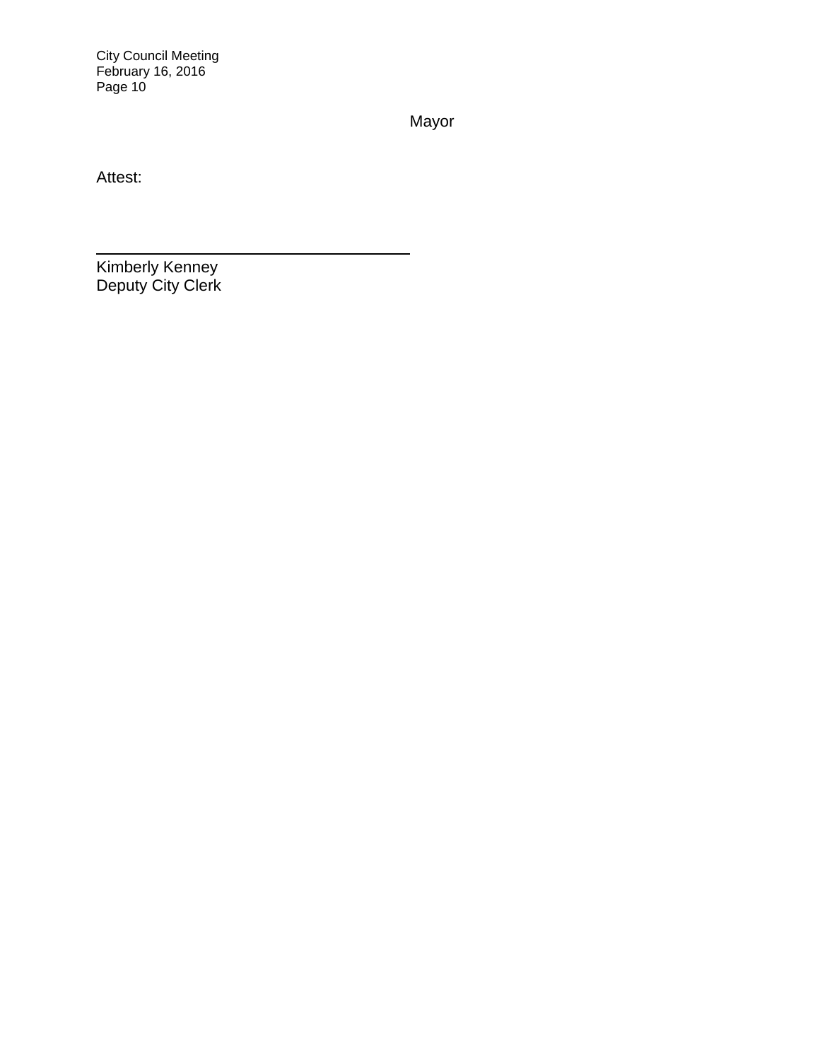Mayor

Attest:

\_\_\_\_\_\_\_\_\_\_\_\_\_\_\_\_\_\_\_\_\_\_\_\_\_\_\_\_\_\_\_\_\_\_\_\_

Kimberly Kenney
Deputy City Clerk